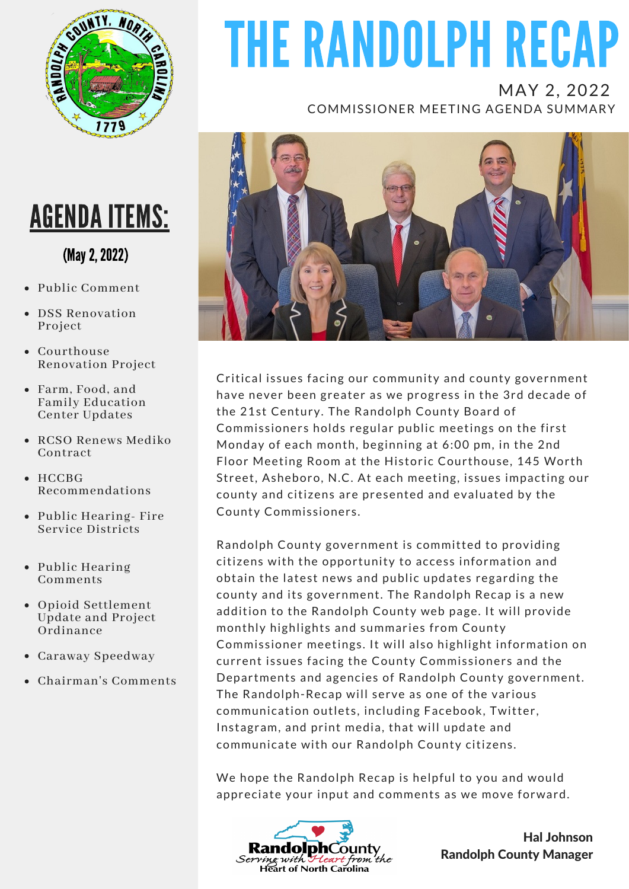# THE RANDOLPH RECAP

MAY 2, 2022

COMMISSIONER MEETING AGENDA SUMMARY

## AGENDA ITEMS:

(May 2, 2022)

- Public Comment
- DSS Renovation Project
- Courthouse Renovation Project
- Farm, Food, and Family Education Center Updates
- RCSO Renews Mediko Contract
- HCCBG Recommendations
- Public Hearing- Fire Service Districts
- Public Hearing Comments
- Opioid Settlement Update and Project Ordinance
- Caraway Speedway
- Chairman's Comments

Critical issues facing our community and county government have never been greater as we progress in the 3rd decade of the 21st Century. The Randolph County Board of Commissioners holds regular public meetings on the first Monday of each month, beginning at 6:00 pm, in the 2nd Floor Meeting Room at the Historic Courthouse, 145 Worth Street, Asheboro, N.C. At each meeting, issues impacting our county and citizens are presented and evaluated by the County Commissioners.

Randolph County government is committed to providing citizens with the opportunity to access information and obtain the latest news and public updates regarding the county and its government. The Randolph Recap is a new addition to the Randolph County web page. It will provide monthly highlights and summaries from County Commissioner meetings. It will also highlight information on current issues facing the County Commissioners and the Departments and agencies of Randolph County government. The Randolph-Recap will serve as one of the various communication outlets, including Facebook, Twitter, Instagram, and print media, that will update and communicate with our Randolph County citizens.

We hope the Randolph Recap is helpful to you and would appreciate your input and comments as we move forward.

RandolphCounty
*Serving with Heart from the Heart of North Carolina*

**Hal Johnson**
**Randolph County Manager**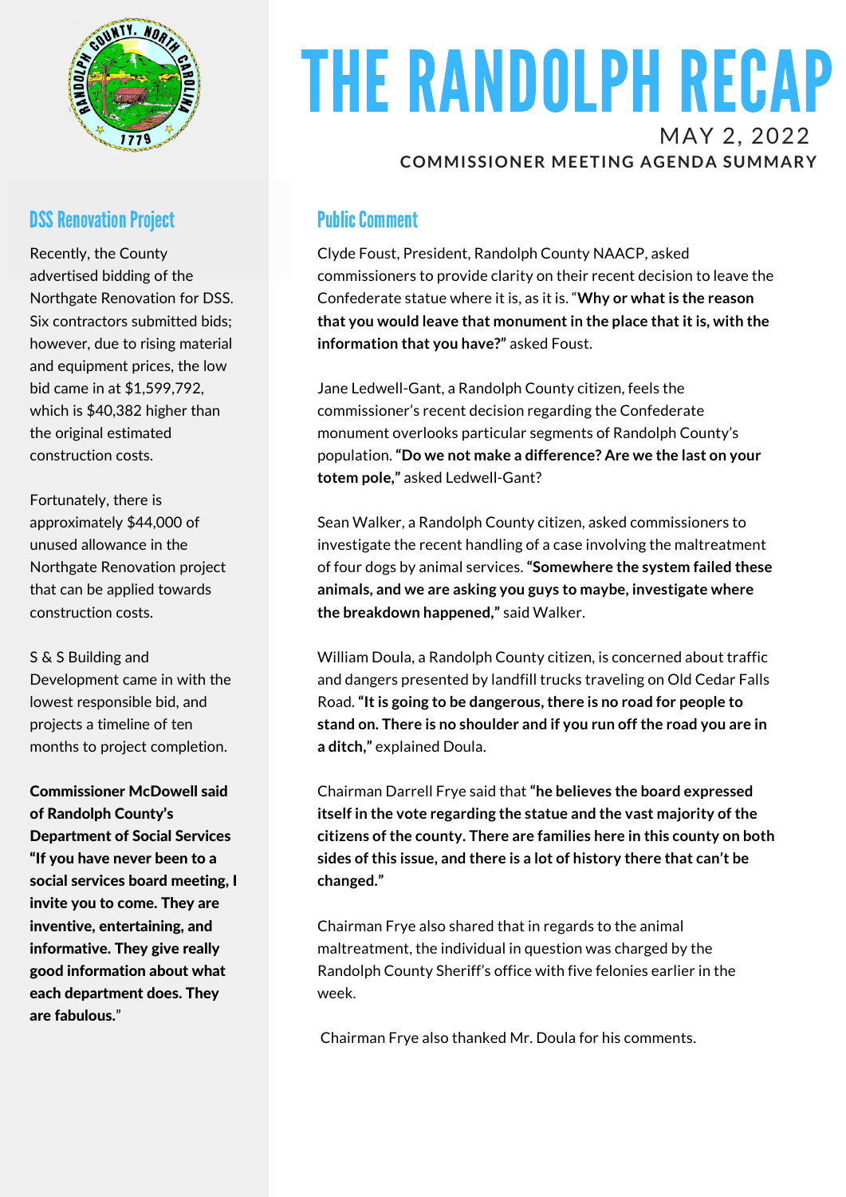# THE RANDOLPH RECAP

MAY 2, 2022

**COMMISSIONER MEETING AGENDA SUMMARY**

## DSS Renovation Project

Recently, the County advertised bidding of the Northgate Renovation for DSS. Six contractors submitted bids; however, due to rising material and equipment prices, the low bid came in at $1,599,792, which is $40,382 higher than the original estimated construction costs.

Fortunately, there is approximately $44,000 of unused allowance in the Northgate Renovation project that can be applied towards construction costs.

S & S Building and Development came in with the lowest responsible bid, and projects a timeline of ten months to project completion.

**Commissioner McDowell said of Randolph County's Department of Social Services "If you have never been to a social services board meeting, I invite you to come. They are inventive, entertaining, and informative. They give really good information about what each department does. They are fabulous.**"

## Public Comment

Clyde Foust, President, Randolph County NAACP, asked commissioners to provide clarity on their recent decision to leave the Confederate statue where it is, as it is. "**Why or what is the reason that you would leave that monument in the place that it is, with the information that you have?"** asked Foust.

Jane Ledwell-Gant, a Randolph County citizen, feels the commissioner's recent decision regarding the Confederate monument overlooks particular segments of Randolph County's population. **"Do we not make a difference? Are we the last on your totem pole,"** asked Ledwell-Gant?

Sean Walker, a Randolph County citizen, asked commissioners to investigate the recent handling of a case involving the maltreatment of four dogs by animal services. **"Somewhere the system failed these animals, and we are asking you guys to maybe, investigate where the breakdown happened,"** said Walker.

William Doula, a Randolph County citizen, is concerned about traffic and dangers presented by landfill trucks traveling on Old Cedar Falls Road. **"It is going to be dangerous, there is no road for people to stand on. There is no shoulder and if you run off the road you are in a ditch,"** explained Doula.

Chairman Darrell Frye said that **"he believes the board expressed itself in the vote regarding the statue and the vast majority of the citizens of the county. There are families here in this county on both sides of this issue, and there is a lot of history there that can't be changed."**

Chairman Frye also shared that in regards to the animal maltreatment, the individual in question was charged by the Randolph County Sheriff's office with five felonies earlier in the week.

Chairman Frye also thanked Mr. Doula for his comments.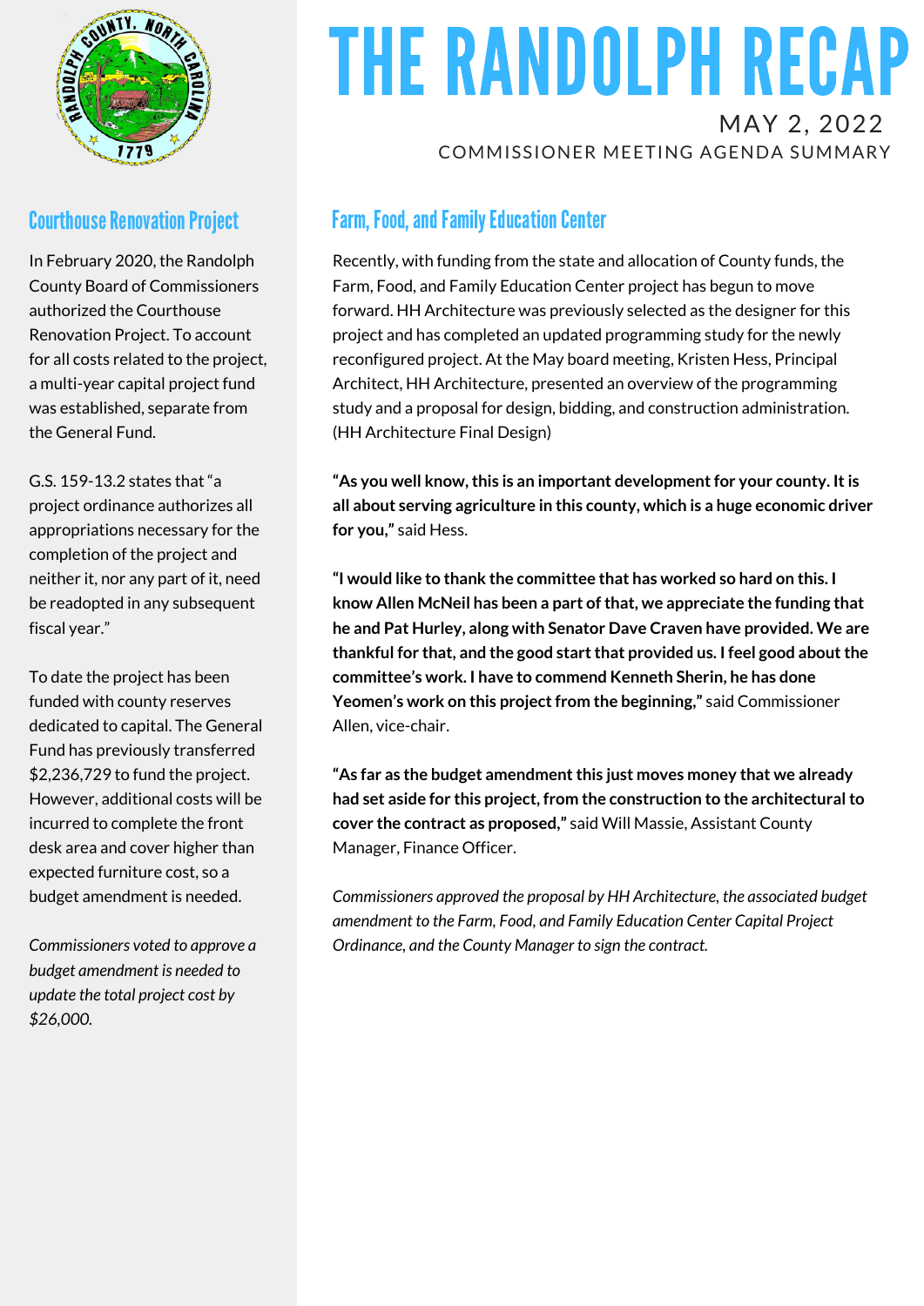# THE RANDOLPH RECAP

MAY 2, 2022

COMMISSIONER MEETING AGENDA SUMMARY

## Courthouse Renovation Project

In February 2020, the Randolph County Board of Commissioners authorized the Courthouse Renovation Project. To account for all costs related to the project, a multi-year capital project fund was established, separate from the General Fund.

G.S. 159-13.2 states that "a project ordinance authorizes all appropriations necessary for the completion of the project and neither it, nor any part of it, need be readopted in any subsequent fiscal year."

To date the project has been funded with county reserves dedicated to capital. The General Fund has previously transferred $2,236,729 to fund the project. However, additional costs will be incurred to complete the front desk area and cover higher than expected furniture cost, so a budget amendment is needed.

*Commissioners voted to approve a budget amendment is needed to update the total project cost by $26,000.*

## Farm, Food, and Family Education Center

Recently, with funding from the state and allocation of County funds, the Farm, Food, and Family Education Center project has begun to move forward. HH Architecture was previously selected as the designer for this project and has completed an updated programming study for the newly reconfigured project. At the May board meeting, Kristen Hess, Principal Architect, HH Architecture, presented an overview of the programming study and a proposal for design, bidding, and construction administration. (HH Architecture Final Design)

**"As you well know, this is an important development for your county. It is all about serving agriculture in this county, which is a huge economic driver for you,"** said Hess.

**"I would like to thank the committee that has worked so hard on this. I know Allen McNeil has been a part of that, we appreciate the funding that he and Pat Hurley, along with Senator Dave Craven have provided. We are thankful for that, and the good start that provided us. I feel good about the committee's work. I have to commend Kenneth Sherin, he has done Yeomen's work on this project from the beginning,"** said Commissioner Allen, vice-chair.

**"As far as the budget amendment this just moves money that we already had set aside for this project, from the construction to the architectural to cover the contract as proposed,"** said Will Massie, Assistant County Manager, Finance Officer.

*Commissioners approved the proposal by HH Architecture, the associated budget amendment to the Farm, Food, and Family Education Center Capital Project Ordinance, and the County Manager to sign the contract.*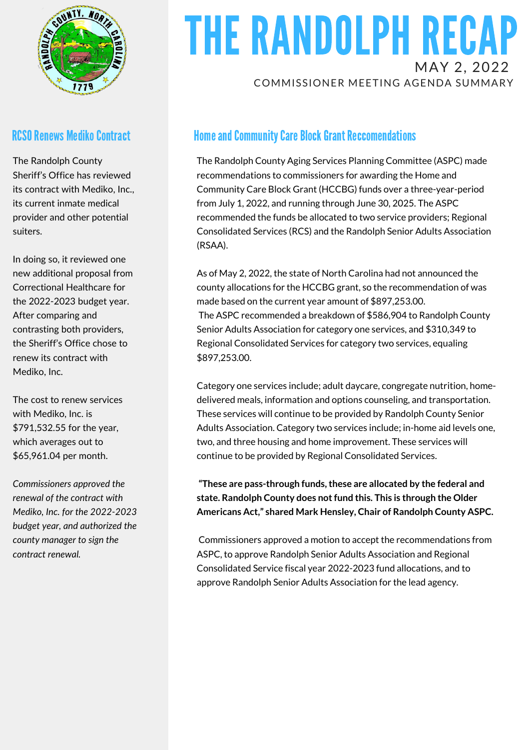# THE RANDOLPH RECAP

MAY 2, 2022

COMMISSIONER MEETING AGENDA SUMMARY

## RCSO Renews Mediko Contract

The Randolph County Sheriff's Office has reviewed its contract with Mediko, Inc., its current inmate medical provider and other potential suiters.

In doing so, it reviewed one new additional proposal from Correctional Healthcare for the 2022-2023 budget year. After comparing and contrasting both providers, the Sheriff's Office chose to renew its contract with Mediko, Inc.

The cost to renew services with Mediko, Inc. is $791,532.55 for the year, which averages out to $65,961.04 per month.

*Commissioners approved the renewal of the contract with Mediko, Inc. for the 2022-2023 budget year, and authorized the county manager to sign the contract renewal.*

## Home and Community Care Block Grant Reccomendations

The Randolph County Aging Services Planning Committee (ASPC) made recommendations to commissioners for awarding the Home and Community Care Block Grant (HCCBG) funds over a three-year-period from July 1, 2022, and running through June 30, 2025. The ASPC recommended the funds be allocated to two service providers; Regional Consolidated Services (RCS) and the Randolph Senior Adults Association (RSAA).

As of May 2, 2022, the state of North Carolina had not announced the county allocations for the HCCBG grant, so the recommendation of was made based on the current year amount of $897,253.00.
The ASPC recommended a breakdown of $586,904 to Randolph County Senior Adults Association for category one services, and $310,349 to Regional Consolidated Services for category two services, equaling $897,253.00.

Category one services include; adult daycare, congregate nutrition, home-delivered meals, information and options counseling, and transportation. These services will continue to be provided by Randolph County Senior Adults Association. Category two services include; in-home aid levels one, two, and three housing and home improvement. These services will continue to be provided by Regional Consolidated Services.

**"These are pass-through funds, these are allocated by the federal and state. Randolph County does not fund this. This is through the Older Americans Act," shared Mark Hensley, Chair of Randolph County ASPC.**

Commissioners approved a motion to accept the recommendations from ASPC, to approve Randolph Senior Adults Association and Regional Consolidated Service fiscal year 2022-2023 fund allocations, and to approve Randolph Senior Adults Association for the lead agency.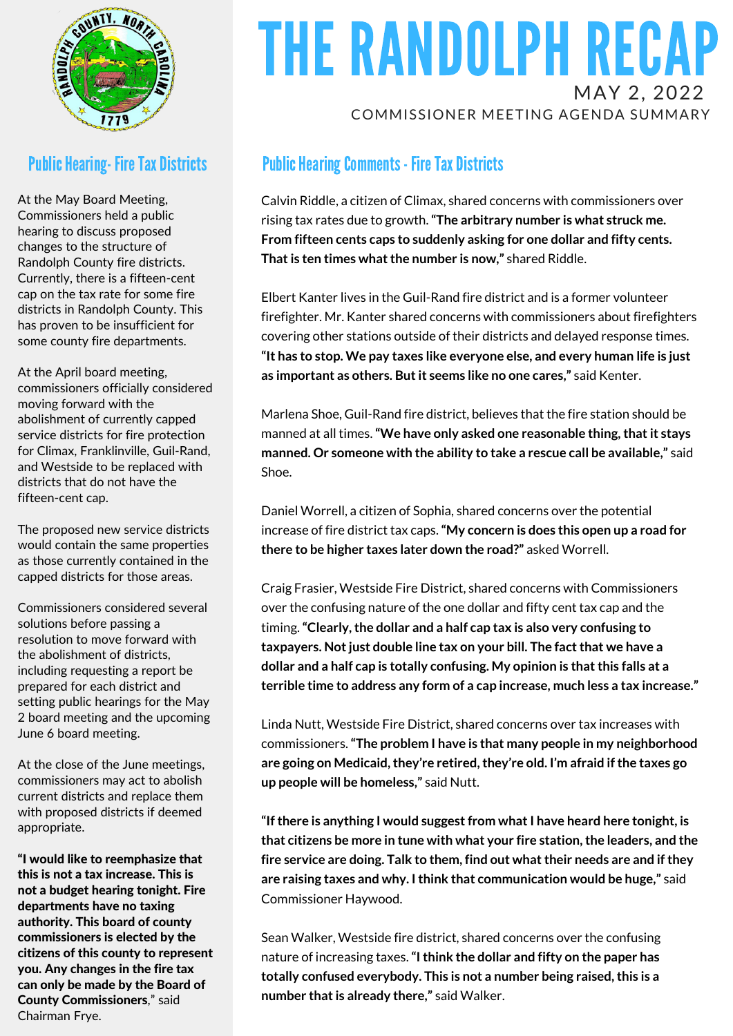# THE RANDOLPH RECAP

MAY 2, 2022

COMMISSIONER MEETING AGENDA SUMMARY

## Public Hearing- Fire Tax Districts

At the May Board Meeting, Commissioners held a public hearing to discuss proposed changes to the structure of Randolph County fire districts. Currently, there is a fifteen-cent cap on the tax rate for some fire districts in Randolph County. This has proven to be insufficient for some county fire departments.

At the April board meeting, commissioners officially considered moving forward with the abolishment of currently capped service districts for fire protection for Climax, Franklinville, Guil-Rand, and Westside to be replaced with districts that do not have the fifteen-cent cap.

The proposed new service districts would contain the same properties as those currently contained in the capped districts for those areas.

Commissioners considered several solutions before passing a resolution to move forward with the abolishment of districts, including requesting a report be prepared for each district and setting public hearings for the May 2 board meeting and the upcoming June 6 board meeting.

At the close of the June meetings, commissioners may act to abolish current districts and replace them with proposed districts if deemed appropriate.

**"I would like to reemphasize that this is not a tax increase. This is not a budget hearing tonight. Fire departments have no taxing authority. This board of county commissioners is elected by the citizens of this county to represent you. Any changes in the fire tax can only be made by the Board of County Commissioners**," said Chairman Frye.

## Public Hearing Comments - Fire Tax Districts

Calvin Riddle, a citizen of Climax, shared concerns with commissioners over rising tax rates due to growth. **"The arbitrary number is what struck me. From fifteen cents caps to suddenly asking for one dollar and fifty cents. That is ten times what the number is now,"** shared Riddle.

Elbert Kanter lives in the Guil-Rand fire district and is a former volunteer firefighter. Mr. Kanter shared concerns with commissioners about firefighters covering other stations outside of their districts and delayed response times. **"It has to stop. We pay taxes like everyone else, and every human life is just as important as others. But it seems like no one cares,"** said Kenter.

Marlena Shoe, Guil-Rand fire district, believes that the fire station should be manned at all times. **"We have only asked one reasonable thing, that it stays manned. Or someone with the ability to take a rescue call be available,"** said Shoe.

Daniel Worrell, a citizen of Sophia, shared concerns over the potential increase of fire district tax caps. **"My concern is does this open up a road for there to be higher taxes later down the road?"** asked Worrell.

Craig Frasier, Westside Fire District, shared concerns with Commissioners over the confusing nature of the one dollar and fifty cent tax cap and the timing. **"Clearly, the dollar and a half cap tax is also very confusing to taxpayers. Not just double line tax on your bill. The fact that we have a dollar and a half cap is totally confusing. My opinion is that this falls at a terrible time to address any form of a cap increase, much less a tax increase."**

Linda Nutt, Westside Fire District, shared concerns over tax increases with commissioners. **"The problem I have is that many people in my neighborhood are going on Medicaid, they're retired, they're old. I'm afraid if the taxes go up people will be homeless,"** said Nutt.

**"If there is anything I would suggest from what I have heard here tonight, is that citizens be more in tune with what your fire station, the leaders, and the fire service are doing. Talk to them, find out what their needs are and if they are raising taxes and why. I think that communication would be huge,"** said Commissioner Haywood.

Sean Walker, Westside fire district, shared concerns over the confusing nature of increasing taxes. **"I think the dollar and fifty on the paper has totally confused everybody. This is not a number being raised, this is a number that is already there,"** said Walker.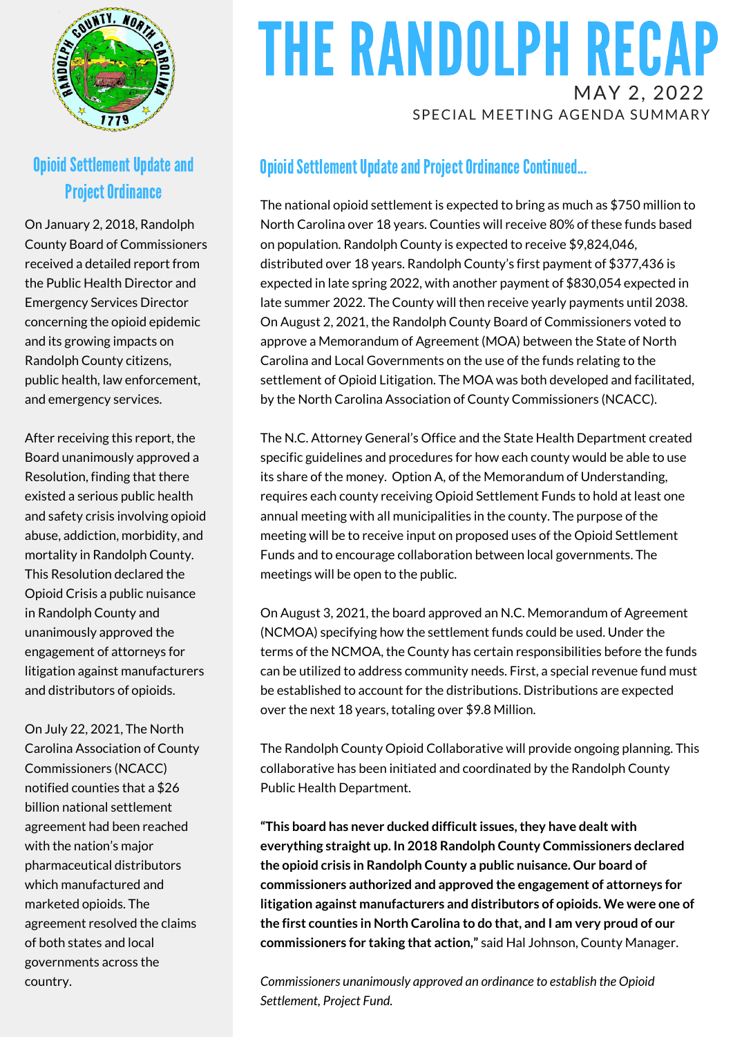# THE RANDOLPH RECAP

MAY 2, 2022

SPECIAL MEETING AGENDA SUMMARY

## Opioid Settlement Update and Project Ordinance

On January 2, 2018, Randolph County Board of Commissioners received a detailed report from the Public Health Director and Emergency Services Director concerning the opioid epidemic and its growing impacts on Randolph County citizens, public health, law enforcement, and emergency services.

After receiving this report, the Board unanimously approved a Resolution, finding that there existed a serious public health and safety crisis involving opioid abuse, addiction, morbidity, and mortality in Randolph County. This Resolution declared the Opioid Crisis a public nuisance in Randolph County and unanimously approved the engagement of attorneys for litigation against manufacturers and distributors of opioids.

On July 22, 2021, The North Carolina Association of County Commissioners (NCACC) notified counties that a $26 billion national settlement agreement had been reached with the nation's major pharmaceutical distributors which manufactured and marketed opioids. The agreement resolved the claims of both states and local governments across the country.

## Opioid Settlement Update and Project Ordinance Continued...

The national opioid settlement is expected to bring as much as $750 million to North Carolina over 18 years. Counties will receive 80% of these funds based on population. Randolph County is expected to receive $9,824,046, distributed over 18 years. Randolph County's first payment of $377,436 is expected in late spring 2022, with another payment of $830,054 expected in late summer 2022. The County will then receive yearly payments until 2038. On August 2, 2021, the Randolph County Board of Commissioners voted to approve a Memorandum of Agreement (MOA) between the State of North Carolina and Local Governments on the use of the funds relating to the settlement of Opioid Litigation. The MOA was both developed and facilitated, by the North Carolina Association of County Commissioners (NCACC).

The N.C. Attorney General's Office and the State Health Department created specific guidelines and procedures for how each county would be able to use its share of the money. Option A, of the Memorandum of Understanding, requires each county receiving Opioid Settlement Funds to hold at least one annual meeting with all municipalities in the county. The purpose of the meeting will be to receive input on proposed uses of the Opioid Settlement Funds and to encourage collaboration between local governments. The meetings will be open to the public.

On August 3, 2021, the board approved an N.C. Memorandum of Agreement (NCMOA) specifying how the settlement funds could be used. Under the terms of the NCMOA, the County has certain responsibilities before the funds can be utilized to address community needs. First, a special revenue fund must be established to account for the distributions. Distributions are expected over the next 18 years, totaling over $9.8 Million.

The Randolph County Opioid Collaborative will provide ongoing planning. This collaborative has been initiated and coordinated by the Randolph County Public Health Department.

**"This board has never ducked difficult issues, they have dealt with everything straight up. In 2018 Randolph County Commissioners declared the opioid crisis in Randolph County a public nuisance. Our board of commissioners authorized and approved the engagement of attorneys for litigation against manufacturers and distributors of opioids. We were one of the first counties in North Carolina to do that, and I am very proud of our commissioners for taking that action,"** said Hal Johnson, County Manager.

*Commissioners unanimously approved an ordinance to establish the Opioid Settlement, Project Fund.*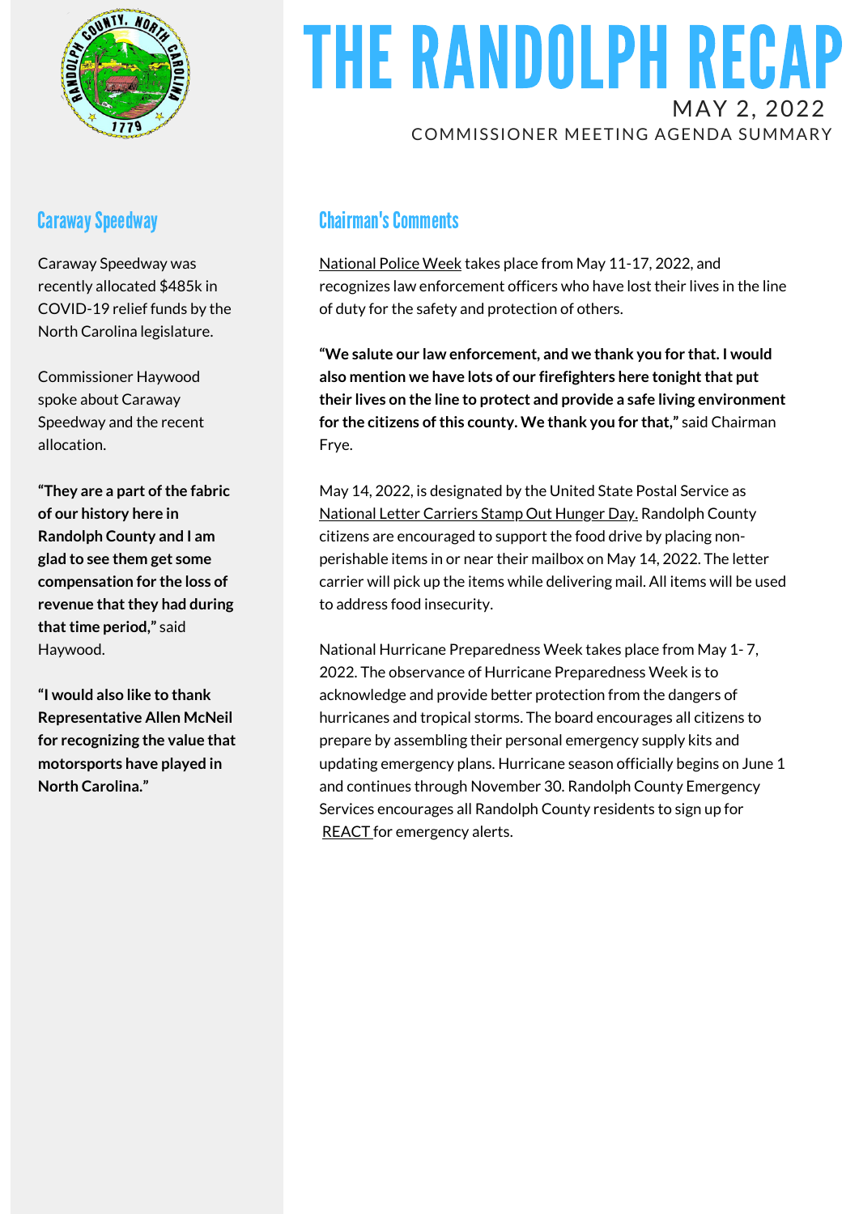# THE RANDOLPH RECAP

MAY 2, 2022

COMMISSIONER MEETING AGENDA SUMMARY

## Caraway Speedway

Caraway Speedway was recently allocated $485k in COVID-19 relief funds by the North Carolina legislature.

Commissioner Haywood spoke about Caraway Speedway and the recent allocation.

**"They are a part of the fabric of our history here in Randolph County and I am glad to see them get some compensation for the loss of revenue that they had during that time period,"** said Haywood.

**"I would also like to thank Representative Allen McNeil for recognizing the value that motorsports have played in North Carolina."**

## Chairman's Comments

National Police Week takes place from May 11-17, 2022, and recognizes law enforcement officers who have lost their lives in the line of duty for the safety and protection of others.

**"We salute our law enforcement, and we thank you for that. I would also mention we have lots of our firefighters here tonight that put their lives on the line to protect and provide a safe living environment for the citizens of this county. We thank you for that,"** said Chairman Frye.

May 14, 2022, is designated by the United State Postal Service as National Letter Carriers Stamp Out Hunger Day. Randolph County citizens are encouraged to support the food drive by placing non-perishable items in or near their mailbox on May 14, 2022. The letter carrier will pick up the items while delivering mail. All items will be used to address food insecurity.

National Hurricane Preparedness Week takes place from May 1- 7, 2022. The observance of Hurricane Preparedness Week is to acknowledge and provide better protection from the dangers of hurricanes and tropical storms. The board encourages all citizens to prepare by assembling their personal emergency supply kits and updating emergency plans. Hurricane season officially begins on June 1 and continues through November 30. Randolph County Emergency Services encourages all Randolph County residents to sign up for REACT for emergency alerts.